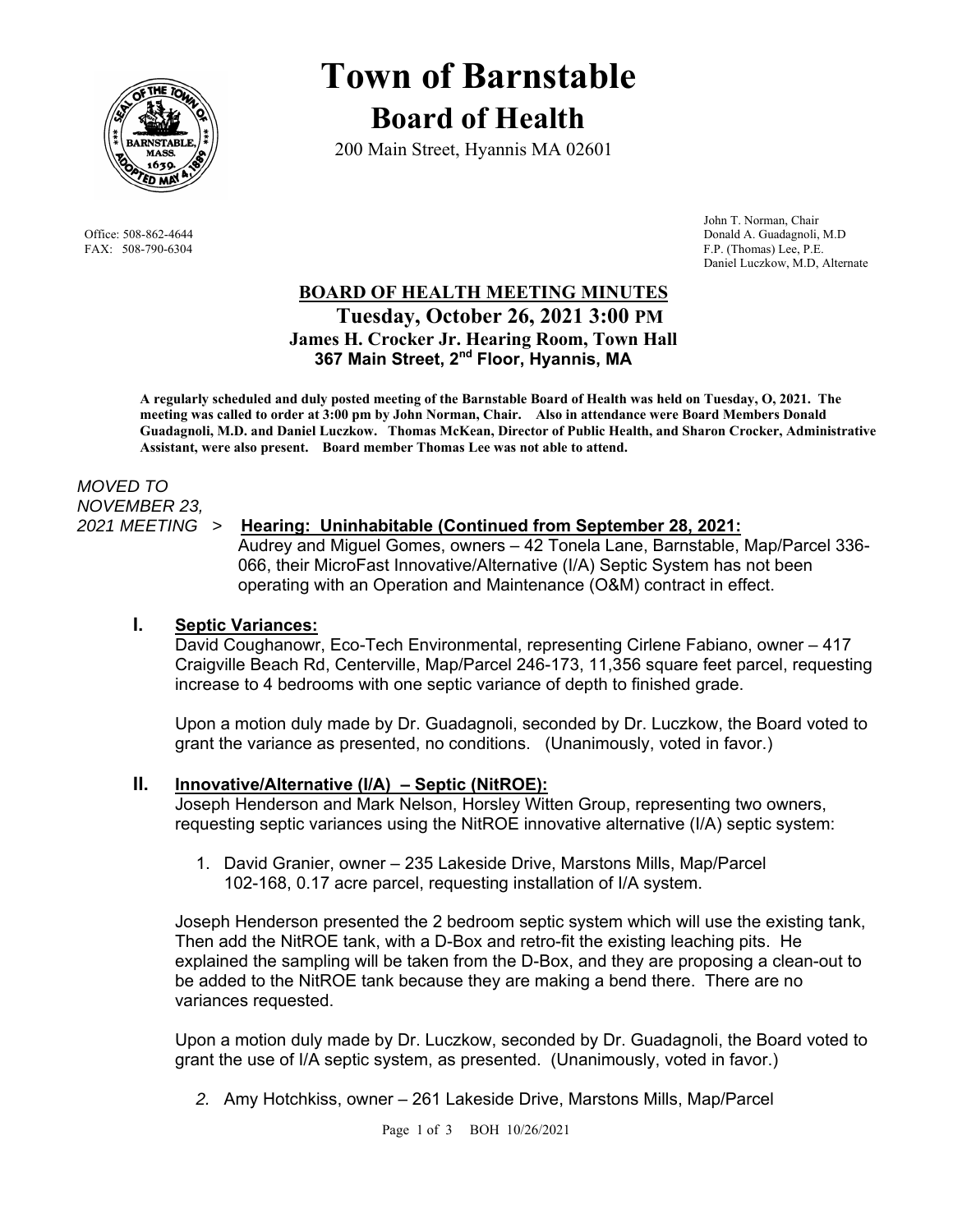# Town of Barnstable

## Board of Health

200 Main Street, Hyannis MA 02601

Office: 508-862-4644
FAX: 508-790-6304

John T. Norman, Chair
Donald A. Guadagnoli, M.D
F.P. (Thomas) Lee, P.E.
Daniel Luczkow, M.D, Alternate

### BOARD OF HEALTH MEETING MINUTES

**Tuesday, October 26, 2021 3:00 PM**
**James H. Crocker Jr. Hearing Room, Town Hall**
**367 Main Street, 2nd Floor, Hyannis, MA**

**A regularly scheduled and duly posted meeting of the Barnstable Board of Health was held on Tuesday, O, 2021. The meeting was called to order at 3:00 pm by John Norman, Chair. Also in attendance were Board Members Donald Guadagnoli, M.D. and Daniel Luczkow. Thomas McKean, Director of Public Health, and Sharon Crocker, Administrative Assistant, were also present. Board member Thomas Lee was not able to attend.**

*MOVED TO NOVEMBER 23, 2021 MEETING* > **Hearing: Uninhabitable (Continued from September 28, 2021:**
Audrey and Miguel Gomes, owners – 42 Tonela Lane, Barnstable, Map/Parcel 336-066, their MicroFast Innovative/Alternative (I/A) Septic System has not been operating with an Operation and Maintenance (O&M) contract in effect.

## I. Septic Variances:

David Coughanowr, Eco-Tech Environmental, representing Cirlene Fabiano, owner – 417 Craigville Beach Rd, Centerville, Map/Parcel 246-173, 11,356 square feet parcel, requesting increase to 4 bedrooms with one septic variance of depth to finished grade.

Upon a motion duly made by Dr. Guadagnoli, seconded by Dr. Luczkow, the Board voted to grant the variance as presented, no conditions. (Unanimously, voted in favor.)

## II. Innovative/Alternative (I/A) – Septic (NitROE):

Joseph Henderson and Mark Nelson, Horsley Witten Group, representing two owners, requesting septic variances using the NitROE innovative alternative (I/A) septic system:

1. David Granier, owner – 235 Lakeside Drive, Marstons Mills, Map/Parcel 102-168, 0.17 acre parcel, requesting installation of I/A system.

Joseph Henderson presented the 2 bedroom septic system which will use the existing tank, Then add the NitROE tank, with a D-Box and retro-fit the existing leaching pits. He explained the sampling will be taken from the D-Box, and they are proposing a clean-out to be added to the NitROE tank because they are making a bend there. There are no variances requested.

Upon a motion duly made by Dr. Luczkow, seconded by Dr. Guadagnoli, the Board voted to grant the use of I/A septic system, as presented. (Unanimously, voted in favor.)

2. Amy Hotchkiss, owner – 261 Lakeside Drive, Marstons Mills, Map/Parcel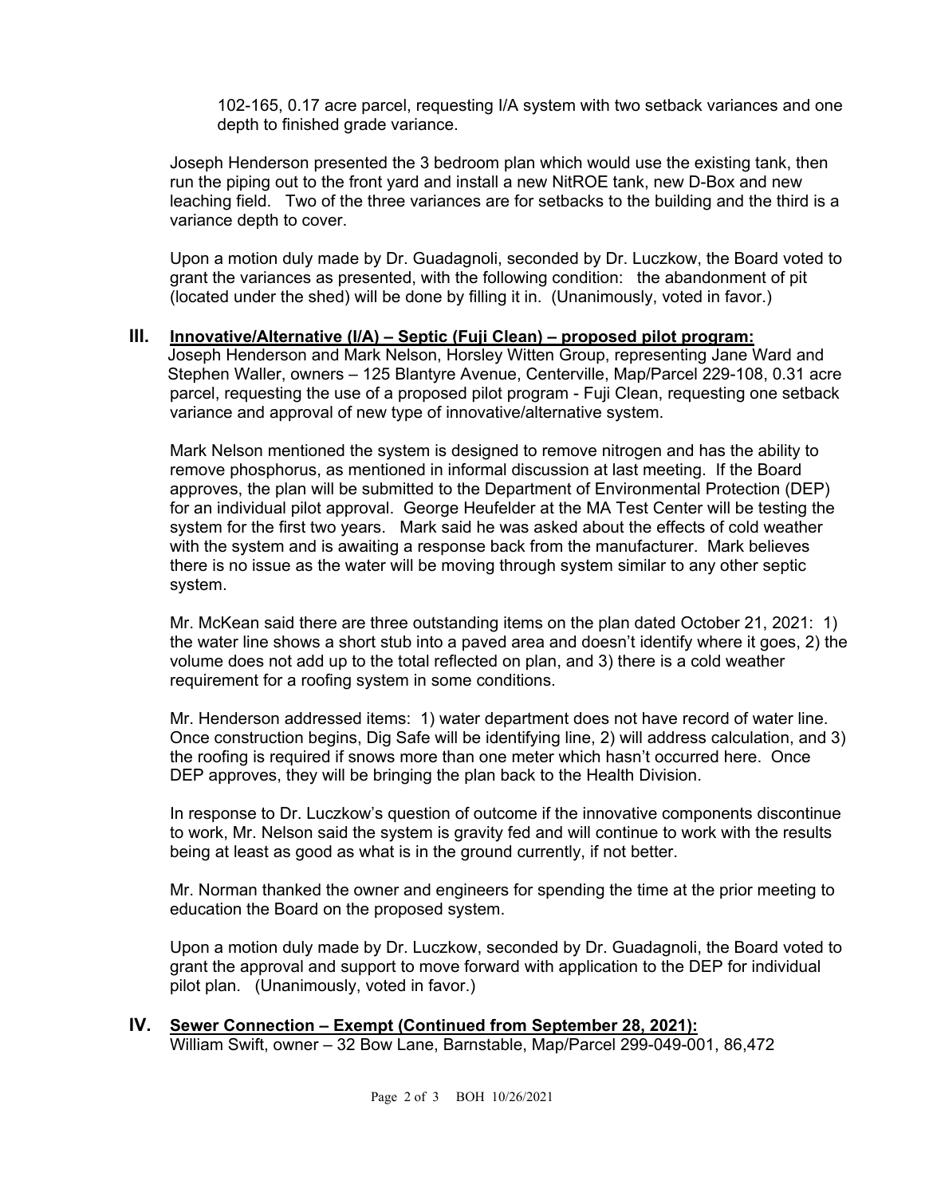102-165, 0.17 acre parcel, requesting I/A system with two setback variances and one depth to finished grade variance.

Joseph Henderson presented the 3 bedroom plan which would use the existing tank, then run the piping out to the front yard and install a new NitROE tank, new D-Box and new leaching field. Two of the three variances are for setbacks to the building and the third is a variance depth to cover.

Upon a motion duly made by Dr. Guadagnoli, seconded by Dr. Luczkow, the Board voted to grant the variances as presented, with the following condition: the abandonment of pit (located under the shed) will be done by filling it in. (Unanimously, voted in favor.)

## III. Innovative/Alternative (I/A) – Septic (Fuji Clean) – proposed pilot program:

Joseph Henderson and Mark Nelson, Horsley Witten Group, representing Jane Ward and Stephen Waller, owners – 125 Blantyre Avenue, Centerville, Map/Parcel 229-108, 0.31 acre parcel, requesting the use of a proposed pilot program - Fuji Clean, requesting one setback variance and approval of new type of innovative/alternative system.

Mark Nelson mentioned the system is designed to remove nitrogen and has the ability to remove phosphorus, as mentioned in informal discussion at last meeting. If the Board approves, the plan will be submitted to the Department of Environmental Protection (DEP) for an individual pilot approval. George Heufelder at the MA Test Center will be testing the system for the first two years. Mark said he was asked about the effects of cold weather with the system and is awaiting a response back from the manufacturer. Mark believes there is no issue as the water will be moving through system similar to any other septic system.

Mr. McKean said there are three outstanding items on the plan dated October 21, 2021: 1) the water line shows a short stub into a paved area and doesn't identify where it goes, 2) the volume does not add up to the total reflected on plan, and 3) there is a cold weather requirement for a roofing system in some conditions.

Mr. Henderson addressed items: 1) water department does not have record of water line. Once construction begins, Dig Safe will be identifying line, 2) will address calculation, and 3) the roofing is required if snows more than one meter which hasn't occurred here. Once DEP approves, they will be bringing the plan back to the Health Division.

In response to Dr. Luczkow's question of outcome if the innovative components discontinue to work, Mr. Nelson said the system is gravity fed and will continue to work with the results being at least as good as what is in the ground currently, if not better.

Mr. Norman thanked the owner and engineers for spending the time at the prior meeting to education the Board on the proposed system.

Upon a motion duly made by Dr. Luczkow, seconded by Dr. Guadagnoli, the Board voted to grant the approval and support to move forward with application to the DEP for individual pilot plan. (Unanimously, voted in favor.)

## IV. Sewer Connection – Exempt (Continued from September 28, 2021):

William Swift, owner – 32 Bow Lane, Barnstable, Map/Parcel 299-049-001, 86,472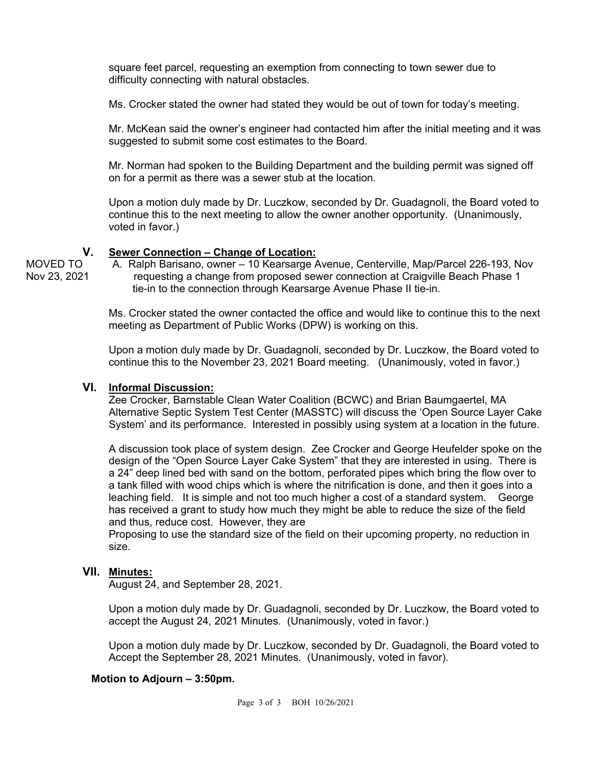square feet parcel, requesting an exemption from connecting to town sewer due to difficulty connecting with natural obstacles.

Ms. Crocker stated the owner had stated they would be out of town for today's meeting.

Mr. McKean said the owner's engineer had contacted him after the initial meeting and it was suggested to submit some cost estimates to the Board.

Mr. Norman had spoken to the Building Department and the building permit was signed off on for a permit as there was a sewer stub at the location.

Upon a motion duly made by Dr. Luczkow, seconded by Dr. Guadagnoli, the Board voted to continue this to the next meeting to allow the owner another opportunity. (Unanimously, voted in favor.)

## V. Sewer Connection – Change of Location:

MOVED TO Nov 23, 2021

A. Ralph Barisano, owner – 10 Kearsarge Avenue, Centerville, Map/Parcel 226-193, Nov requesting a change from proposed sewer connection at Craigville Beach Phase 1 tie-in to the connection through Kearsarge Avenue Phase II tie-in.

Ms. Crocker stated the owner contacted the office and would like to continue this to the next meeting as Department of Public Works (DPW) is working on this.

Upon a motion duly made by Dr. Guadagnoli, seconded by Dr. Luczkow, the Board voted to continue this to the November 23, 2021 Board meeting. (Unanimously, voted in favor.)

## VI. Informal Discussion:

Zee Crocker, Barnstable Clean Water Coalition (BCWC) and Brian Baumgaertel, MA Alternative Septic System Test Center (MASSTC) will discuss the 'Open Source Layer Cake System' and its performance. Interested in possibly using system at a location in the future.

A discussion took place of system design. Zee Crocker and George Heufelder spoke on the design of the "Open Source Layer Cake System" that they are interested in using. There is a 24" deep lined bed with sand on the bottom, perforated pipes which bring the flow over to a tank filled with wood chips which is where the nitrification is done, and then it goes into a leaching field. It is simple and not too much higher a cost of a standard system. George has received a grant to study how much they might be able to reduce the size of the field and thus, reduce cost. However, they are
Proposing to use the standard size of the field on their upcoming property, no reduction in size.

## VII. Minutes:

August 24, and September 28, 2021.

Upon a motion duly made by Dr. Guadagnoli, seconded by Dr. Luczkow, the Board voted to accept the August 24, 2021 Minutes. (Unanimously, voted in favor.)

Upon a motion duly made by Dr. Luczkow, seconded by Dr. Guadagnoli, the Board voted to Accept the September 28, 2021 Minutes. (Unanimously, voted in favor).

**Motion to Adjourn – 3:50pm.**